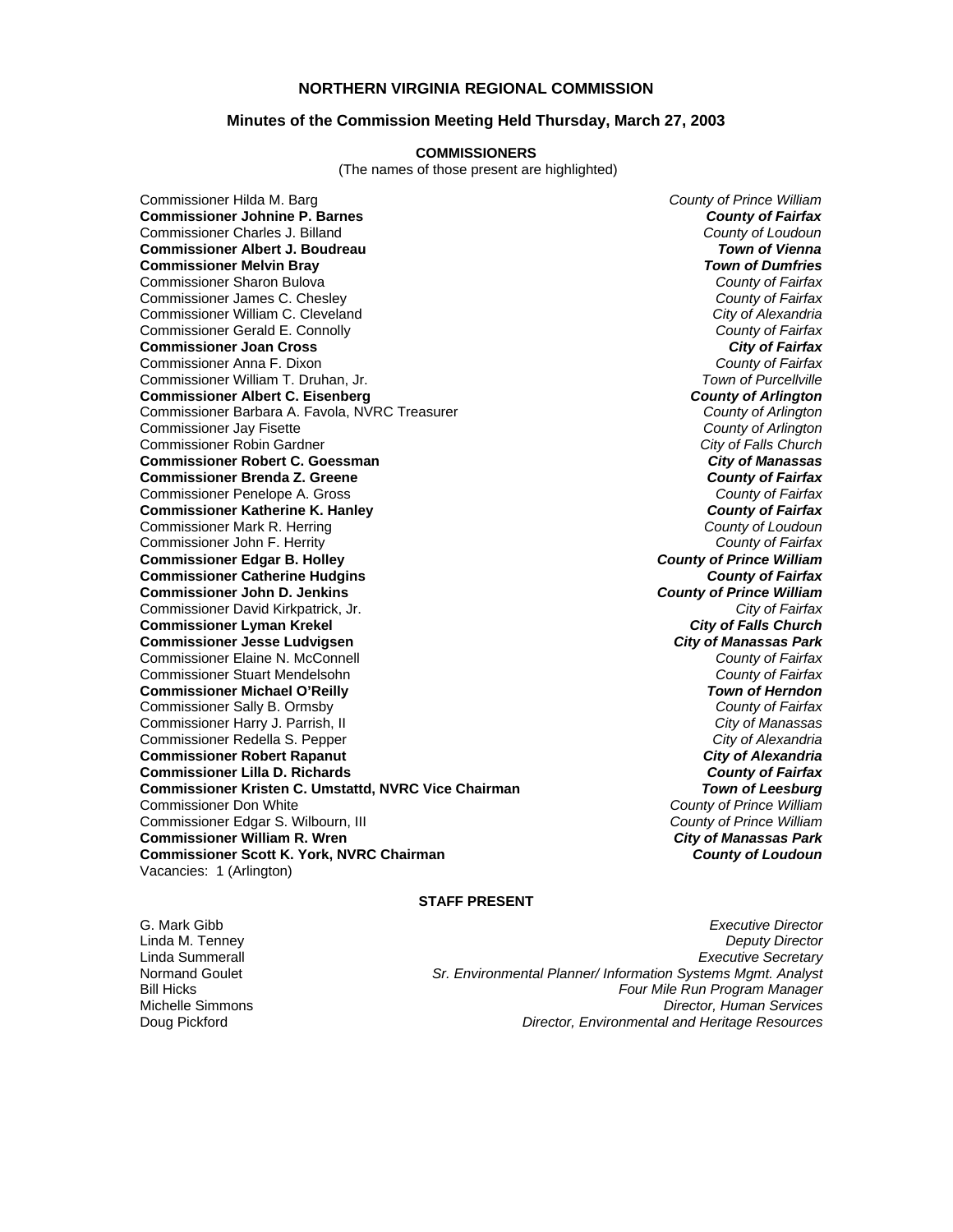## NORTHERN VIRGINIA REGIONAL COMMISSION

### Minutes of the Commission Meeting Held Thursday, March 27, 2003

**COMMISSIONERS**

(The names of those present are highlighted)

| Commissioner | Jurisdiction |
|---|---|
| Commissioner Hilda M. Barg | *County of Prince William* |
| **Commissioner Johnine P. Barnes** | ***County of Fairfax*** |
| Commissioner Charles J. Billand | *County of Loudoun* |
| **Commissioner Albert J. Boudreau** | ***Town of Vienna*** |
| **Commissioner Melvin Bray** | ***Town of Dumfries*** |
| Commissioner Sharon Bulova | *County of Fairfax* |
| Commissioner James C. Chesley | *County of Fairfax* |
| Commissioner William C. Cleveland | *City of Alexandria* |
| Commissioner Gerald E. Connolly | *County of Fairfax* |
| **Commissioner Joan Cross** | ***City of Fairfax*** |
| Commissioner Anna F. Dixon | *County of Fairfax* |
| Commissioner William T. Druhan, Jr. | *Town of Purcellville* |
| **Commissioner Albert C. Eisenberg** | ***County of Arlington*** |
| Commissioner Barbara A. Favola, NVRC Treasurer | *County of Arlington* |
| Commissioner Jay Fisette | *County of Arlington* |
| Commissioner Robin Gardner | *City of Falls Church* |
| **Commissioner Robert C. Goessman** | ***City of Manassas*** |
| **Commissioner Brenda Z. Greene** | ***County of Fairfax*** |
| Commissioner Penelope A. Gross | *County of Fairfax* |
| **Commissioner Katherine K. Hanley** | ***County of Fairfax*** |
| Commissioner Mark R. Herring | *County of Loudoun* |
| Commissioner John F. Herrity | *County of Fairfax* |
| **Commissioner Edgar B. Holley** | ***County of Prince William*** |
| **Commissioner Catherine Hudgins** | ***County of Fairfax*** |
| **Commissioner John D. Jenkins** | ***County of Prince William*** |
| Commissioner David Kirkpatrick, Jr. | *City of Fairfax* |
| **Commissioner Lyman Krekel** | ***City of Falls Church*** |
| **Commissioner Jesse Ludvigsen** | ***City of Manassas Park*** |
| Commissioner Elaine N. McConnell | *County of Fairfax* |
| Commissioner Stuart Mendelsohn | *County of Fairfax* |
| **Commissioner Michael O'Reilly** | ***Town of Herndon*** |
| Commissioner Sally B. Ormsby | *County of Fairfax* |
| Commissioner Harry J. Parrish, II | *City of Manassas* |
| Commissioner Redella S. Pepper | *City of Alexandria* |
| **Commissioner Robert Rapanut** | ***City of Alexandria*** |
| **Commissioner Lilla D. Richards** | ***County of Fairfax*** |
| **Commissioner Kristen C. Umstattd, NVRC Vice Chairman** | ***Town of Leesburg*** |
| Commissioner Don White | *County of Prince William* |
| Commissioner Edgar S. Wilbourn, III | *County of Prince William* |
| **Commissioner William R. Wren** | ***City of Manassas Park*** |
| **Commissioner Scott K. York, NVRC Chairman** | ***County of Loudoun*** |

Vacancies: 1 (Arlington)

**STAFF PRESENT**

| Name | Title |
|---|---|
| G. Mark Gibb | *Executive Director* |
| Linda M. Tenney | *Deputy Director* |
| Linda Summerall | *Executive Secretary* |
| Normand Goulet | *Sr. Environmental Planner/ Information Systems Mgmt. Analyst* |
| Bill Hicks | *Four Mile Run Program Manager* |
| Michelle Simmons | *Director, Human Services* |
| Doug Pickford | *Director, Environmental and Heritage Resources* |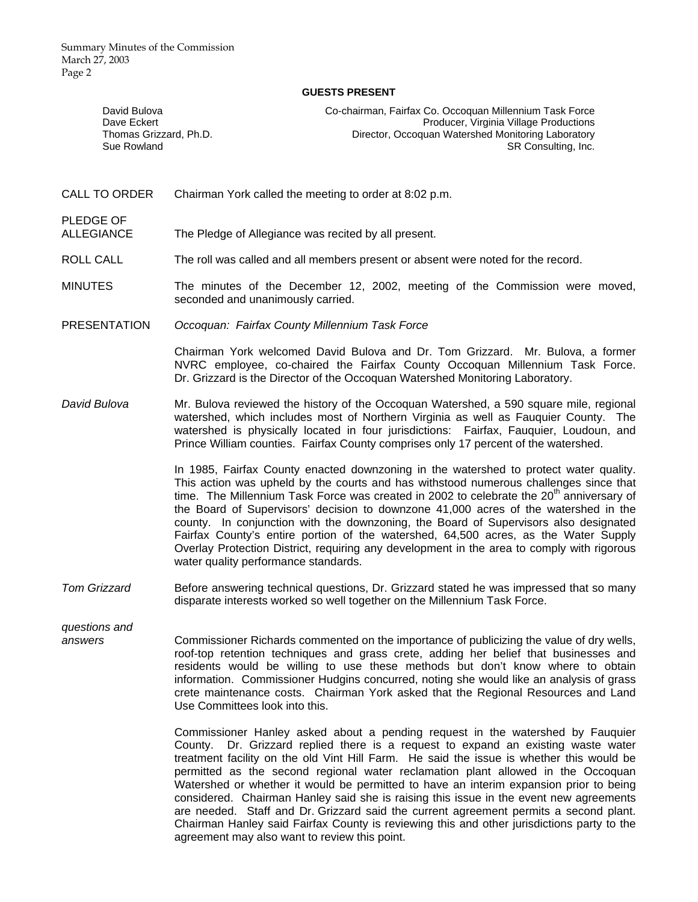## GUESTS PRESENT

| | |
|---|---|
| David Bulova | Co-chairman, Fairfax Co. Occoquan Millennium Task Force |
| Dave Eckert | Producer, Virginia Village Productions |
| Thomas Grizzard, Ph.D. | Director, Occoquan Watershed Monitoring Laboratory |
| Sue Rowland | SR Consulting, Inc. |

CALL TO ORDER — Chairman York called the meeting to order at 8:02 p.m.

PLEDGE OF ALLEGIANCE — The Pledge of Allegiance was recited by all present.

ROLL CALL — The roll was called and all members present or absent were noted for the record.

MINUTES — The minutes of the December 12, 2002, meeting of the Commission were moved, seconded and unanimously carried.

PRESENTATION — *Occoquan: Fairfax County Millennium Task Force*

Chairman York welcomed David Bulova and Dr. Tom Grizzard. Mr. Bulova, a former NVRC employee, co-chaired the Fairfax County Occoquan Millennium Task Force. Dr. Grizzard is the Director of the Occoquan Watershed Monitoring Laboratory.

*David Bulova* — Mr. Bulova reviewed the history of the Occoquan Watershed, a 590 square mile, regional watershed, which includes most of Northern Virginia as well as Fauquier County. The watershed is physically located in four jurisdictions: Fairfax, Fauquier, Loudoun, and Prince William counties. Fairfax County comprises only 17 percent of the watershed.

In 1985, Fairfax County enacted downzoning in the watershed to protect water quality. This action was upheld by the courts and has withstood numerous challenges since that time. The Millennium Task Force was created in 2002 to celebrate the 20th anniversary of the Board of Supervisors' decision to downzone 41,000 acres of the watershed in the county. In conjunction with the downzoning, the Board of Supervisors also designated Fairfax County's entire portion of the watershed, 64,500 acres, as the Water Supply Overlay Protection District, requiring any development in the area to comply with rigorous water quality performance standards.

*Tom Grizzard* — Before answering technical questions, Dr. Grizzard stated he was impressed that so many disparate interests worked so well together on the Millennium Task Force.

*questions and answers* — Commissioner Richards commented on the importance of publicizing the value of dry wells, roof-top retention techniques and grass crete, adding her belief that businesses and residents would be willing to use these methods but don't know where to obtain information. Commissioner Hudgins concurred, noting she would like an analysis of grass crete maintenance costs. Chairman York asked that the Regional Resources and Land Use Committees look into this.

Commissioner Hanley asked about a pending request in the watershed by Fauquier County. Dr. Grizzard replied there is a request to expand an existing waste water treatment facility on the old Vint Hill Farm. He said the issue is whether this would be permitted as the second regional water reclamation plant allowed in the Occoquan Watershed or whether it would be permitted to have an interim expansion prior to being considered. Chairman Hanley said she is raising this issue in the event new agreements are needed. Staff and Dr. Grizzard said the current agreement permits a second plant. Chairman Hanley said Fairfax County is reviewing this and other jurisdictions party to the agreement may also want to review this point.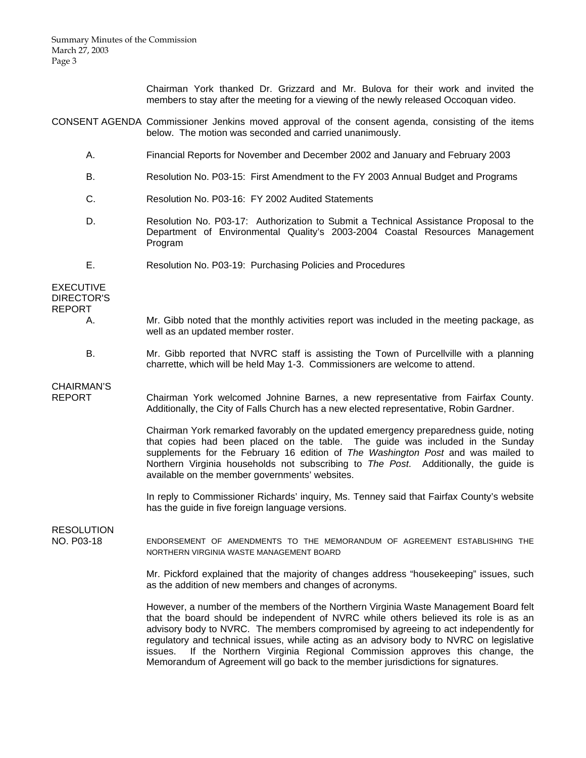Chairman York thanked Dr. Grizzard and Mr. Bulova for their work and invited the members to stay after the meeting for a viewing of the newly released Occoquan video.

**CONSENT AGENDA** Commissioner Jenkins moved approval of the consent agenda, consisting of the items below. The motion was seconded and carried unanimously.

A. Financial Reports for November and December 2002 and January and February 2003

B. Resolution No. P03-15: First Amendment to the FY 2003 Annual Budget and Programs

C. Resolution No. P03-16: FY 2002 Audited Statements

D. Resolution No. P03-17: Authorization to Submit a Technical Assistance Proposal to the Department of Environmental Quality's 2003-2004 Coastal Resources Management Program

E. Resolution No. P03-19: Purchasing Policies and Procedures

**EXECUTIVE DIRECTOR'S REPORT**

A. Mr. Gibb noted that the monthly activities report was included in the meeting package, as well as an updated member roster.

B. Mr. Gibb reported that NVRC staff is assisting the Town of Purcellville with a planning charrette, which will be held May 1-3. Commissioners are welcome to attend.

**CHAIRMAN'S REPORT**

Chairman York welcomed Johnine Barnes, a new representative from Fairfax County. Additionally, the City of Falls Church has a new elected representative, Robin Gardner.

Chairman York remarked favorably on the updated emergency preparedness guide, noting that copies had been placed on the table. The guide was included in the Sunday supplements for the February 16 edition of *The Washington Post* and was mailed to Northern Virginia households not subscribing to *The Post*. Additionally, the guide is available on the member governments' websites.

In reply to Commissioner Richards' inquiry, Ms. Tenney said that Fairfax County's website has the guide in five foreign language versions.

**RESOLUTION NO. P03-18**

ENDORSEMENT OF AMENDMENTS TO THE MEMORANDUM OF AGREEMENT ESTABLISHING THE NORTHERN VIRGINIA WASTE MANAGEMENT BOARD

Mr. Pickford explained that the majority of changes address "housekeeping" issues, such as the addition of new members and changes of acronyms.

However, a number of the members of the Northern Virginia Waste Management Board felt that the board should be independent of NVRC while others believed its role is as an advisory body to NVRC. The members compromised by agreeing to act independently for regulatory and technical issues, while acting as an advisory body to NVRC on legislative issues. If the Northern Virginia Regional Commission approves this change, the Memorandum of Agreement will go back to the member jurisdictions for signatures.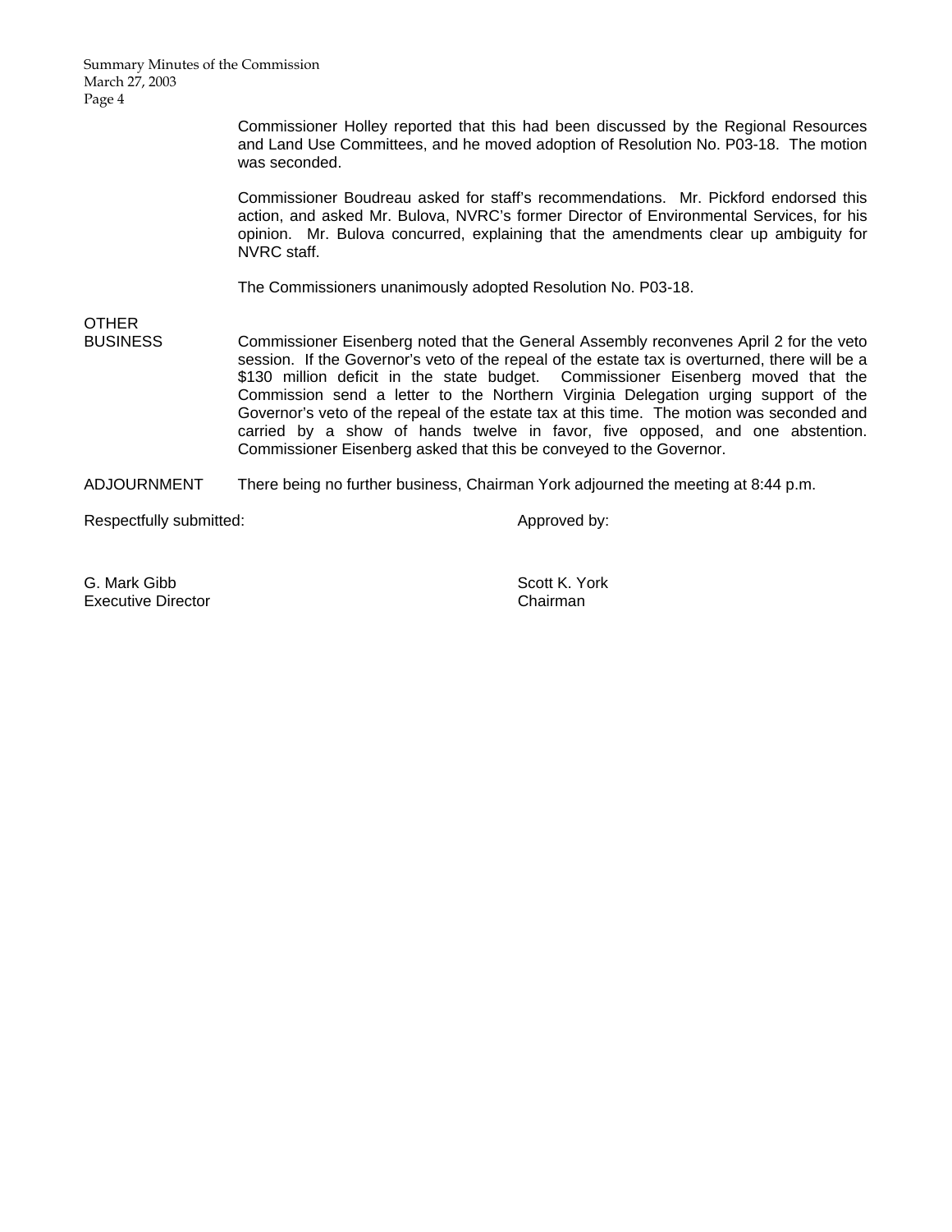Commissioner Holley reported that this had been discussed by the Regional Resources and Land Use Committees, and he moved adoption of Resolution No. P03-18. The motion was seconded.

Commissioner Boudreau asked for staff's recommendations. Mr. Pickford endorsed this action, and asked Mr. Bulova, NVRC's former Director of Environmental Services, for his opinion. Mr. Bulova concurred, explaining that the amendments clear up ambiguity for NVRC staff.

The Commissioners unanimously adopted Resolution No. P03-18.

**OTHER BUSINESS**

Commissioner Eisenberg noted that the General Assembly reconvenes April 2 for the veto session. If the Governor's veto of the repeal of the estate tax is overturned, there will be a \$130 million deficit in the state budget. Commissioner Eisenberg moved that the Commission send a letter to the Northern Virginia Delegation urging support of the Governor's veto of the repeal of the estate tax at this time. The motion was seconded and carried by a show of hands twelve in favor, five opposed, and one abstention. Commissioner Eisenberg asked that this be conveyed to the Governor.

**ADJOURNMENT**

There being no further business, Chairman York adjourned the meeting at 8:44 p.m.

| | |
|---|---|
| Respectfully submitted: | Approved by: |
| G. Mark Gibb<br>Executive Director | Scott K. York<br>Chairman |